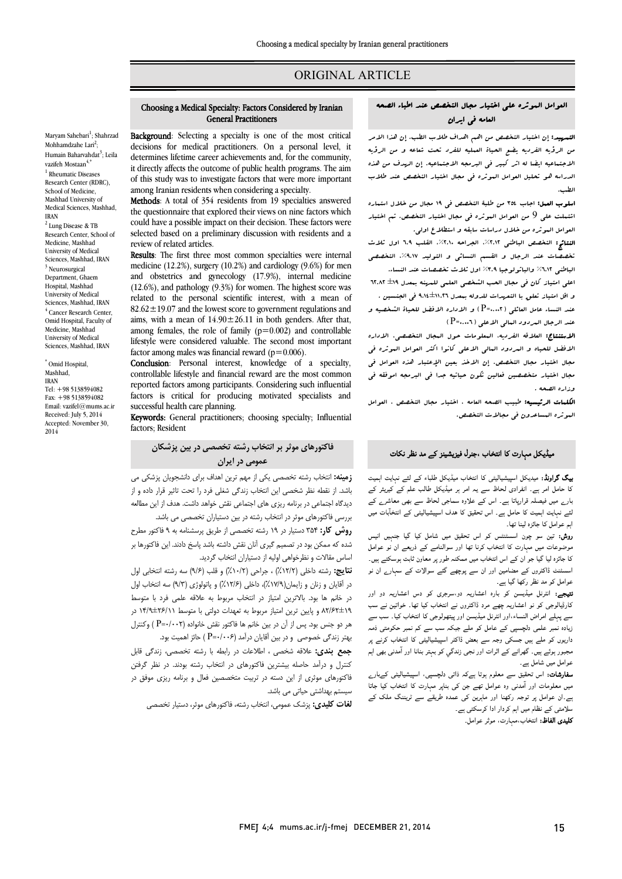ORIGINAL ARTICLE

# Choosing a Medical Specialty: Factors Considered by Iranian General Practitioners

Maryam Sahebari[1]; Shahrzad Mohhamdzahe Lari[2]; Humain Baharvahdat[3]; Leila vazifeh Mostaan[4,*]

[1] Rheumatic Diseases Research Center (RDRC), School of Medicine, Mashhad University of Medical Sciences, Mashhad, IRAN

[2] Lung Disease & TB Research Center, School of Medicine, Mashhad University of Medical Sciences, Mashhad, IRAN

[3] Neurosurgical Department, Ghaem Hospital, Mashhad University of Medical Sciences, Mashhad, IRAN

[4] Cancer Research Center, Omid Hospital, Faculty of Medicine, Mashhad University of Medical Sciences, Mashhad, IRAN

[*] Omid Hospital, Mashhad, IRAN
Tel: +98 5138594082
Fax: +98 5138594082
Email: vazifel@mums.ac.ir
Received: July 5, 2014
Accepted: November 30, 2014

**Background**: Selecting a specialty is one of the most critical decisions for medical practitioners. On a personal level, it determines lifetime career achievements and, for the community, it directly affects the outcome of public health programs. The aim of this study was to investigate factors that were more important among Iranian residents when considering a specialty.

**Methods**: A total of 354 residents from 19 specialties answered the questionnaire that explored their views on nine factors which could have a possible impact on their decision. These factors were selected based on a preliminary discussion with residents and a review of related articles.

**Results**: The first three most common specialties were internal medicine (12.2%), surgery (10.2%) and cardiology (9.6%) for men and obstetrics and gynecology (17.9%), internal medicine (12.6%), and pathology (9.3%) for women. The highest score was related to the personal scientific interest, with a mean of 82.62±19.07 and the lowest score to government regulations and aims, with a mean of 14.90±26.11 in both genders. After that, among females, the role of family (p=0.002) and controllable lifestyle were considered valuable. The second most important factor among males was financial reward (p=0.006).

**Conclusion**: Personal interest, knowledge of a specialty, controllable lifestyle and financial reward are the most common reported factors among participants. Considering such influential factors is critical for producing motivated specialists and successful health care planning.

**Keywords:** General practitioners; choosing specialty; Influential factors; Resident

# العوامل الموثره علی اختیار مجال التخصص عند اطباء الصحه العامه فی ایران

**التمهید:** إن اختیار التخصص من اهم الاهداف طلاب الطب. إن هذا الامر من الرؤیه الفردیه یضع الحیاة العملیه للفرد تحت شعاعه و من الرؤیه الاجتماعیه ایضا له اثر کبیر فی البرمجه الاجتماعیه. إن الهدف من هذه الدراسه هو تحلیل العوامل الموثره فی مجال اختیار التخصص عند طلاب الطب.

**اسلوب العمل:** اجاب ۳۵۴ من طلبة التخصص فی ۱۹ مجال من خلال استماره اشتملت علی 9 من العوامل الموثره فی مجال اختیار التخصص. تم اختیار العوامل الموثره من خلال دراسات سابقه و استطلاع اولی.

**النتائج:** التخصص الباطنی ۱۲.۲٪، الجراحه ۱۰.۲٪، القلب ۹.۶ اول ثلاث تخصصات عند الرجال و القسم النسائی و التولید ۱۷.۹٪، التخصص الباطنی ۱۲.۶٪ والباتولوجیا ۹.۳٪ اول ثلاث تخصصات عند النساء. اعلی امتیاز کان فی مجال الحب الشخصی العلمی للمهنه بمعدل ۱۹± ۸۲.۶۲ و اقل امتیاز تعلق با التعهدات للدوله بمعدل ۱۱.۲۶±۹.۱۴ فی الجنسین. عند النساء عامل العائلی (P=۰.۰۰۲) و الاداره الافضل للحیاة الشخصیه و عند الرجال المردود المالی الاعلی (P=۰.۰۰۶).

**الاستنتاج:** العلاقه الفردیه، المعلومات حول المجال التخصصی، الاداره الافضل للحیاه و المردود المالی الاعلی کانوا اکثر العوامل الموثره فی مجال اختیار مجال التخصص. إن الاخذ بعین الإعتبار هذه العوامل فی مجال اختیار متخصصین فعالین تکون حیاتیه جدا فی البرمجه الموفقه فی وزاره الصحه.

**الکلمات الرئیسیه:** طبیب الصحه العامه، اختیار مجال التخصص، العوامل الموثره المساعدون فی مجالات التخصص.

# فاکتورهای موثر بر انتخاب رشته تخصصی در بین پزشکان عمومی در ایران

**زمینه:** انتخاب رشته تخصصی یکی از مهم ترین اهداف برای دانشجویان پزشکی می باشد. از نقطه نظر شخصی این انتخاب زندگی شغلی فرد را تحت تاثیر قرار داده و از دیدگاه اجتماعی در برنامه ریزی های اجتماعی نقش خواهد داشت. هدف از این مطالعه بررسی فاکتورهای موثر در انتخاب رشته در بین دستیاران تخصصی می باشد.

**روش کار:** ۳۵۴ دستیار در ۱۹ رشته تخصصی از طریق پرسشنامه به ۹ فاکتور مطرح شده که ممکن بود در تصمیم گیری آنان نقش داشته باشد پاسخ دادند. این فاکتورها بر اساس مقالات و نظرخواهی اولیه از دستیاران انتخاب گردید.

**نتایج:** رشته داخلی (۱۲/۲٪)، جراحی (۱۰/۲٪) و قلب (۹/۶٪) سه رشته انتخابی اول در آقایان و زنان و زایمان(۱۷/۹٪)، داخلی (۱۲/۶٪) و پاتولوژی (۹/۳٪) سه انتخاب اول در خانم ها بود. بالاترین امتیاز در انتخاب مربوط به علاقه علمی فرد با متوسط ۱۹±۸۲/۶۲ و پایین ترین امتیاز مربوط به تعهدات دولتی با متوسط ۲۶/۱۱±۱۴/۹ در هر دو جنس بود. پس از آن در بین خانم ها فاکتور نقش خانواده (P=۰/۰۰۲) وکنترل بهتر زندگی خصوصی و در بین آقایان درآمد (P=۰/۰۰۶) حائز اهمیت بود.

**جمع بندی:** علاقه شخصی، اطلاعات در رابطه با رشته تخصصی، زندگی قابل کنترل و درآمد حاصله بیشترین فاکتورهای در انتخاب رشته بودند. در نظر گرفتن فاکتورهای موثری از این دسته در تربیت متخصصین فعال و برنامه ریزی موفق در سیستم بهداشتی حیاتی می باشد.

**لغات کلیدی:** پزشک عمومی، انتخاب رشته، فاکتورهای موثر، دستیار تخصصی

# میڈیکل مہارت کا انتخاب ،جنرل فیزیشینز کے مد نظر نکات

**بیک گراونڈ:** میڈیکل اسپیشیالیٹی کا انتخاب میڈیکل طلباء کے لئے نہایت اہمیت کا حامل امر ہے۔ انفرادی لحاظ سے یہ امر ہر میڈیکل طالب علم کے کیریئر کے بارے میں فیصلہ قراپاتا ہے۔ اس کے علاوہ سماجی لحاظ سے بھی معاشرے کے لئے نہایت اہمیت کا حامل ہے۔ اس تحقیق کا ہدف اسپیشیالیٹی کے انتخابآت میں اہم عوامل کا جائزہ لینا تھا۔

**روش:** تین سو چون اسسٹنٹس کو اس تحقیق میں شامل کیا گیا جنہیں انیس موضوعات میں مہارت کا انتخاب کرنا تھا اور سوالنامے کے ذریعے ان نو عوامل کا جائزہ لیا گیا جو ان کے اس انتخاب میں ممکنہ طور پر معاون ثابت ہوسکتے ہیں۔ اسسٹنٹ ڈاکٹروں کے مضامین اور ان سے پوچھے گئے سوالات کے سہارے ان نو عوامل کو مد نظر رکھا گیا ہے۔

**نتیجے:** انٹرنل میڈیسن کو بارہ اعشاریہ دو،سرجری کو دس اعشاریہ دو اور کارڈیالوجی کو نو اعشاریہ چھے مرد ڈاکٹروں نے انتخاب کیا تھا۔ خواتین نے سب سے پہلے امراض النساء،اور انٹرنل میڈیسن اور پیتھولوجی کا انتخاب کیا۔ سب سے زیادہ نمبر علمی دلچسپی کے عامل کو ملے جبکہ سب سے کم نمبر حکومتی ذمہ داریوں کو ملے ہیں جسکی وجہ سے بعض ڈاکٹر اسپیشیالیٹی کا انتخاب کرنے پر مجبور ہوتے ہیں۔ گھرانے کے اثرات اور نجی زندگي کو بہتر بنانا اور آمدنی بھی اہم عوامل میں شامل ہے۔

**سفارشات:** اس تحقیق سے معلوم ہوتا ہےکہ ذاتی دلچسپی، اسپیشیالیٹی کےبارے میں معلومات اور آمدنی وہ عوامل تھے جن کی بناپر مہارت کا انتخاب کیا جاتا ہے۔ان عوامل پر توجہ رکھنا اور ماہرین کی عمدہ طریقے سے ٹریننگ ملک کے سلامتی کے نظام میں اہم کردار ادا کرسکتی ہے۔

**کلیدی الفاظ:** انتخاب،مہارت، موثر عوامل۔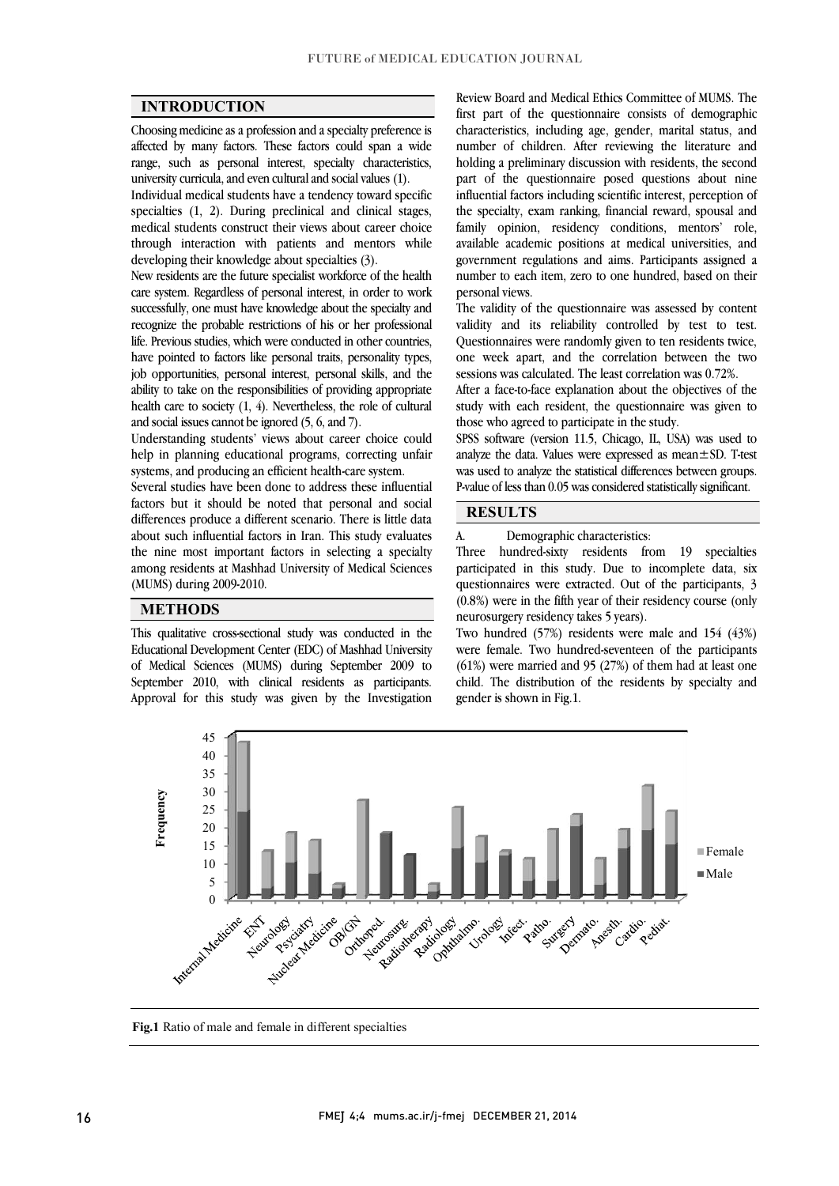## INTRODUCTION

Choosing medicine as a profession and a specialty preference is affected by many factors. These factors could span a wide range, such as personal interest, specialty characteristics, university curricula, and even cultural and social values (1).

Individual medical students have a tendency toward specific specialties (1, 2). During preclinical and clinical stages, medical students construct their views about career choice through interaction with patients and mentors while developing their knowledge about specialties (3).

New residents are the future specialist workforce of the health care system. Regardless of personal interest, in order to work successfully, one must have knowledge about the specialty and recognize the probable restrictions of his or her professional life. Previous studies, which were conducted in other countries, have pointed to factors like personal traits, personality types, job opportunities, personal interest, personal skills, and the ability to take on the responsibilities of providing appropriate health care to society (1, 4). Nevertheless, the role of cultural and social issues cannot be ignored (5, 6, and 7).

Understanding students' views about career choice could help in planning educational programs, correcting unfair systems, and producing an efficient health-care system.

Several studies have been done to address these influential factors but it should be noted that personal and social differences produce a different scenario. There is little data about such influential factors in Iran. This study evaluates the nine most important factors in selecting a specialty among residents at Mashhad University of Medical Sciences (MUMS) during 2009-2010.

## METHODS

This qualitative cross-sectional study was conducted in the Educational Development Center (EDC) of Mashhad University of Medical Sciences (MUMS) during September 2009 to September 2010, with clinical residents as participants. Approval for this study was given by the Investigation Review Board and Medical Ethics Committee of MUMS. The first part of the questionnaire consists of demographic characteristics, including age, gender, marital status, and number of children. After reviewing the literature and holding a preliminary discussion with residents, the second part of the questionnaire posed questions about nine influential factors including scientific interest, perception of the specialty, exam ranking, financial reward, spousal and family opinion, residency conditions, mentors' role, available academic positions at medical universities, and government regulations and aims. Participants assigned a number to each item, zero to one hundred, based on their personal views.

The validity of the questionnaire was assessed by content validity and its reliability controlled by test to test. Questionnaires were randomly given to ten residents twice, one week apart, and the correlation between the two sessions was calculated. The least correlation was 0.72%.

After a face-to-face explanation about the objectives of the study with each resident, the questionnaire was given to those who agreed to participate in the study.

SPSS software (version 11.5, Chicago, IL, USA) was used to analyze the data. Values were expressed as mean±SD. T-test was used to analyze the statistical differences between groups. P-value of less than 0.05 was considered statistically significant.

## RESULTS

A. Demographic characteristics:

Three hundred-sixty residents from 19 specialties participated in this study. Due to incomplete data, six questionnaires were extracted. Out of the participants, 3 (0.8%) were in the fifth year of their residency course (only neurosurgery residency takes 5 years).

Two hundred (57%) residents were male and 154 (43%) were female. Two hundred-seventeen of the participants (61%) were married and 95 (27%) of them had at least one child. The distribution of the residents by specialty and gender is shown in Fig.1.

**Fig.1** Ratio of male and female in different specialties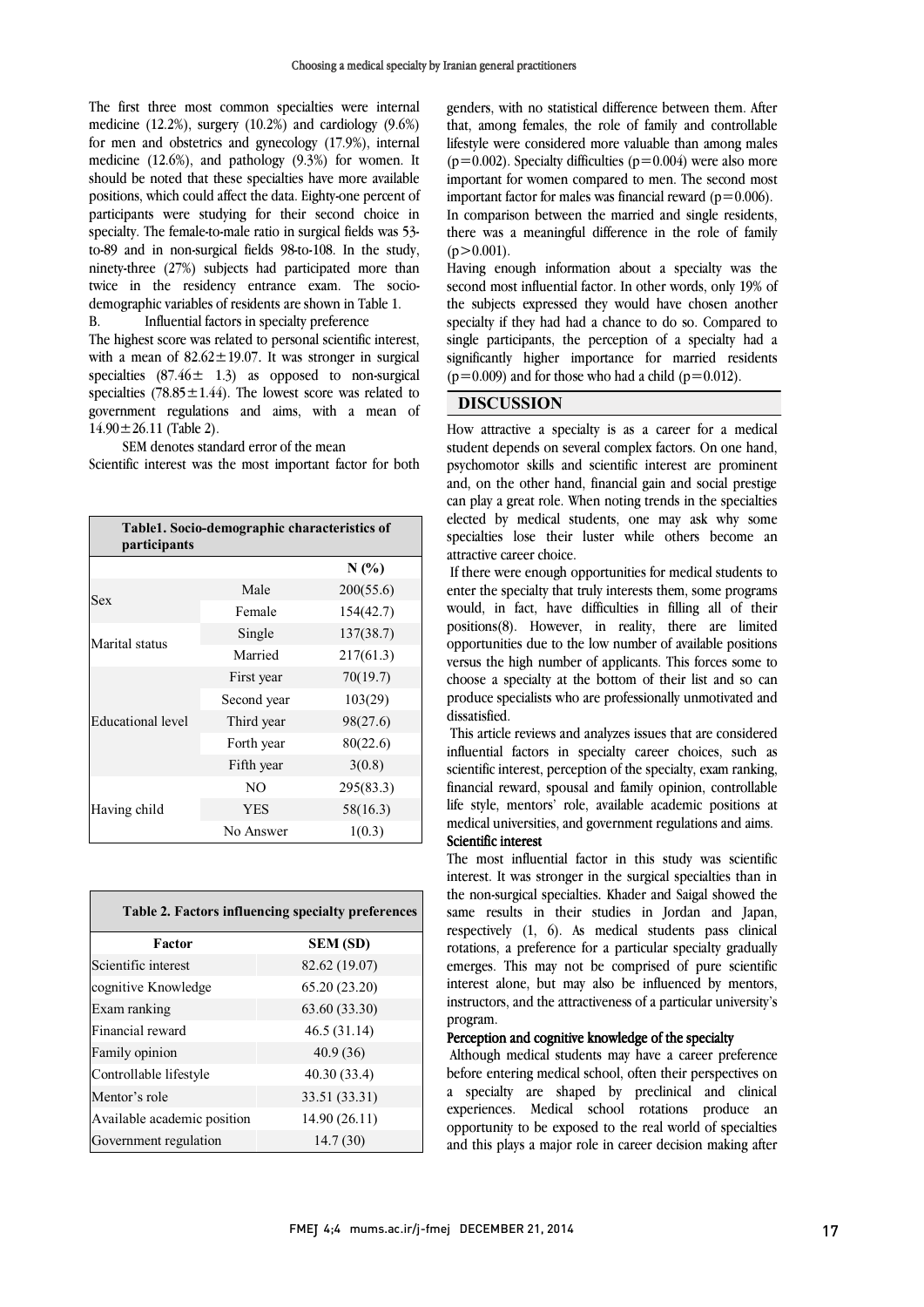The first three most common specialties were internal medicine (12.2%), surgery (10.2%) and cardiology (9.6%) for men and obstetrics and gynecology (17.9%), internal medicine (12.6%), and pathology (9.3%) for women. It should be noted that these specialties have more available positions, which could affect the data. Eighty-one percent of participants were studying for their second choice in specialty. The female-to-male ratio in surgical fields was 53-to-89 and in non-surgical fields 98-to-108. In the study, ninety-three (27%) subjects had participated more than twice in the residency entrance exam. The socio-demographic variables of residents are shown in Table 1.

B. Influential factors in specialty preference

The highest score was related to personal scientific interest, with a mean of 82.62±19.07. It was stronger in surgical specialties (87.46± 1.3) as opposed to non-surgical specialties (78.85±1.44). The lowest score was related to government regulations and aims, with a mean of 14.90±26.11 (Table 2).

SEM denotes standard error of the mean

Scientific interest was the most important factor for both genders, with no statistical difference between them. After that, among females, the role of family and controllable lifestyle were considered more valuable than among males ($p=0.002$). Specialty difficulties ($p=0.004$) were also more important for women compared to men. The second most important factor for males was financial reward ($p=0.006$).

In comparison between the married and single residents, there was a meaningful difference in the role of family ($p>0.001$).

Having enough information about a specialty was the second most influential factor. In other words, only 19% of the subjects expressed they would have chosen another specialty if they had had a chance to do so. Compared to single participants, the perception of a specialty had a significantly higher importance for married residents ($p=0.009$) and for those who had a child ($p=0.012$).

**Table1. Socio-demographic characteristics of participants**

| | | N (%) |
|---|---|---|
| Sex | Male | 200(55.6) |
| | Female | 154(42.7) |
| Marital status | Single | 137(38.7) |
| | Married | 217(61.3) |
| Educational level | First year | 70(19.7) |
| | Second year | 103(29) |
| | Third year | 98(27.6) |
| | Forth year | 80(22.6) |
| | Fifth year | 3(0.8) |
| Having child | NO | 295(83.3) |
| | YES | 58(16.3) |
| | No Answer | 1(0.3) |

**Table 2. Factors influencing specialty preferences**

| Factor | SEM (SD) |
|---|---|
| Scientific interest | 82.62 (19.07) |
| cognitive Knowledge | 65.20 (23.20) |
| Exam ranking | 63.60 (33.30) |
| Financial reward | 46.5 (31.14) |
| Family opinion | 40.9 (36) |
| Controllable lifestyle | 40.30 (33.4) |
| Mentor's role | 33.51 (33.31) |
| Available academic position | 14.90 (26.11) |
| Government regulation | 14.7 (30) |

## DISCUSSION

How attractive a specialty is as a career for a medical student depends on several complex factors. On one hand, psychomotor skills and scientific interest are prominent and, on the other hand, financial gain and social prestige can play a great role. When noting trends in the specialties elected by medical students, one may ask why some specialties lose their luster while others become an attractive career choice.

If there were enough opportunities for medical students to enter the specialty that truly interests them, some programs would, in fact, have difficulties in filling all of their positions(8). However, in reality, there are limited opportunities due to the low number of available positions versus the high number of applicants. This forces some to choose a specialty at the bottom of their list and so can produce specialists who are professionally unmotivated and dissatisfied.

This article reviews and analyzes issues that are considered influential factors in specialty career choices, such as scientific interest, perception of the specialty, exam ranking, financial reward, spousal and family opinion, controllable life style, mentors' role, available academic positions at medical universities, and government regulations and aims.

**Scientific interest**

The most influential factor in this study was scientific interest. It was stronger in the surgical specialties than in the non-surgical specialties. Khader and Saigal showed the same results in their studies in Jordan and Japan, respectively (1, 6). As medical students pass clinical rotations, a preference for a particular specialty gradually emerges. This may not be comprised of pure scientific interest alone, but may also be influenced by mentors, instructors, and the attractiveness of a particular university's program.

**Perception and cognitive knowledge of the specialty**

Although medical students may have a career preference before entering medical school, often their perspectives on a specialty are shaped by preclinical and clinical experiences. Medical school rotations produce an opportunity to be exposed to the real world of specialties and this plays a major role in career decision making after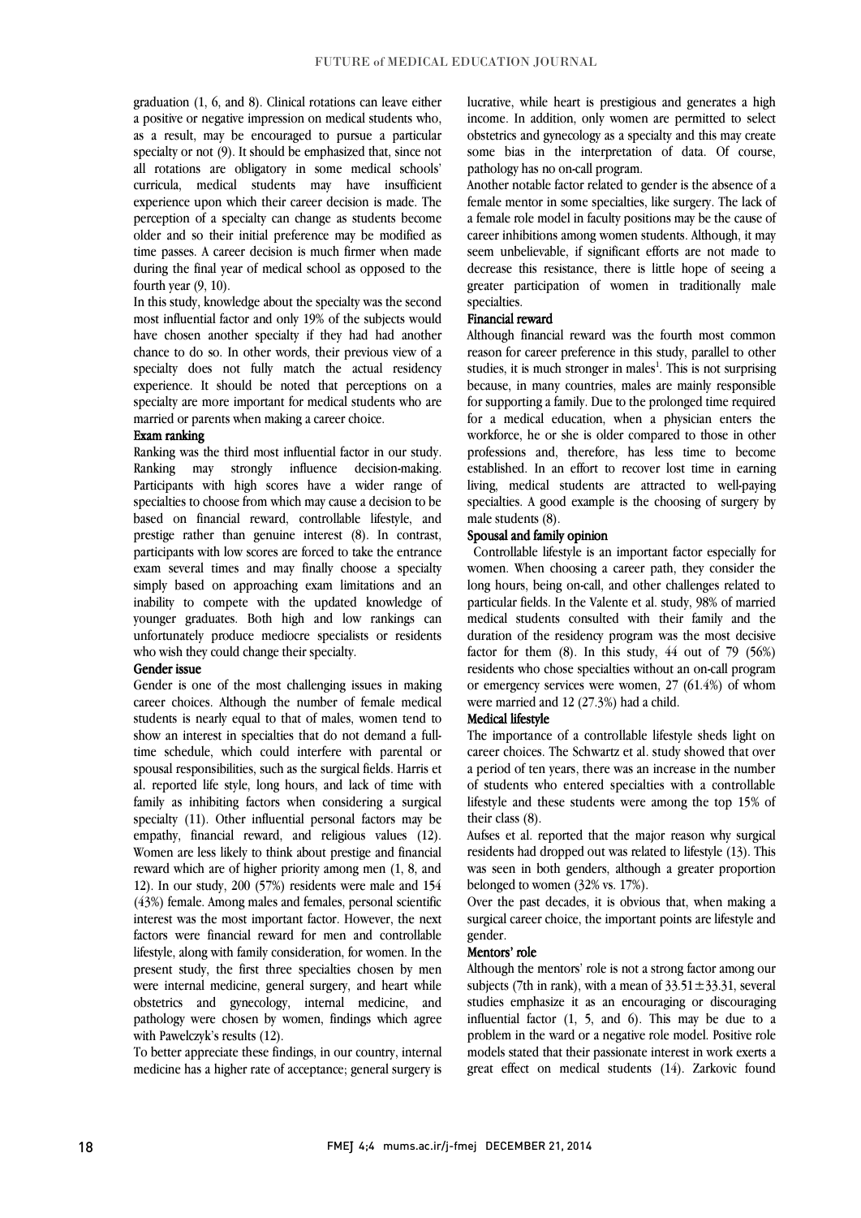graduation (1, 6, and 8). Clinical rotations can leave either a positive or negative impression on medical students who, as a result, may be encouraged to pursue a particular specialty or not (9). It should be emphasized that, since not all rotations are obligatory in some medical schools' curricula, medical students may have insufficient experience upon which their career decision is made. The perception of a specialty can change as students become older and so their initial preference may be modified as time passes. A career decision is much firmer when made during the final year of medical school as opposed to the fourth year (9, 10).

In this study, knowledge about the specialty was the second most influential factor and only 19% of the subjects would have chosen another specialty if they had had another chance to do so. In other words, their previous view of a specialty does not fully match the actual residency experience. It should be noted that perceptions on a specialty are more important for medical students who are married or parents when making a career choice.

### Exam ranking

Ranking was the third most influential factor in our study. Ranking may strongly influence decision-making. Participants with high scores have a wider range of specialties to choose from which may cause a decision to be based on financial reward, controllable lifestyle, and prestige rather than genuine interest (8). In contrast, participants with low scores are forced to take the entrance exam several times and may finally choose a specialty simply based on approaching exam limitations and an inability to compete with the updated knowledge of younger graduates. Both high and low rankings can unfortunately produce mediocre specialists or residents who wish they could change their specialty.

### Gender issue

Gender is one of the most challenging issues in making career choices. Although the number of female medical students is nearly equal to that of males, women tend to show an interest in specialties that do not demand a full-time schedule, which could interfere with parental or spousal responsibilities, such as the surgical fields. Harris et al. reported life style, long hours, and lack of time with family as inhibiting factors when considering a surgical specialty (11). Other influential personal factors may be empathy, financial reward, and religious values (12). Women are less likely to think about prestige and financial reward which are of higher priority among men (1, 8, and 12). In our study, 200 (57%) residents were male and 154 (43%) female. Among males and females, personal scientific interest was the most important factor. However, the next factors were financial reward for men and controllable lifestyle, along with family consideration, for women. In the present study, the first three specialties chosen by men were internal medicine, general surgery, and heart while obstetrics and gynecology, internal medicine, and pathology were chosen by women, findings which agree with Pawelczyk's results (12).

To better appreciate these findings, in our country, internal medicine has a higher rate of acceptance; general surgery is lucrative, while heart is prestigious and generates a high income. In addition, only women are permitted to select obstetrics and gynecology as a specialty and this may create some bias in the interpretation of data. Of course, pathology has no on-call program.

Another notable factor related to gender is the absence of a female mentor in some specialties, like surgery. The lack of a female role model in faculty positions may be the cause of career inhibitions among women students. Although, it may seem unbelievable, if significant efforts are not made to decrease this resistance, there is little hope of seeing a greater participation of women in traditionally male specialties.

### Financial reward

Although financial reward was the fourth most common reason for career preference in this study, parallel to other studies, it is much stronger in males[1]. This is not surprising because, in many countries, males are mainly responsible for supporting a family. Due to the prolonged time required for a medical education, when a physician enters the workforce, he or she is older compared to those in other professions and, therefore, has less time to become established. In an effort to recover lost time in earning living, medical students are attracted to well-paying specialties. A good example is the choosing of surgery by male students (8).

### Spousal and family opinion

Controllable lifestyle is an important factor especially for women. When choosing a career path, they consider the long hours, being on-call, and other challenges related to particular fields. In the Valente et al. study, 98% of married medical students consulted with their family and the duration of the residency program was the most decisive factor for them (8). In this study, 44 out of 79 (56%) residents who chose specialties without an on-call program or emergency services were women, 27 (61.4%) of whom were married and 12 (27.3%) had a child.

### Medical lifestyle

The importance of a controllable lifestyle sheds light on career choices. The Schwartz et al. study showed that over a period of ten years, there was an increase in the number of students who entered specialties with a controllable lifestyle and these students were among the top 15% of their class (8).

Aufses et al. reported that the major reason why surgical residents had dropped out was related to lifestyle (13). This was seen in both genders, although a greater proportion belonged to women (32% vs. 17%).

Over the past decades, it is obvious that, when making a surgical career choice, the important points are lifestyle and gender.

### Mentors' role

Although the mentors' role is not a strong factor among our subjects (7th in rank), with a mean of $33.51 \pm 33.31$, several studies emphasize it as an encouraging or discouraging influential factor (1, 5, and 6). This may be due to a problem in the ward or a negative role model. Positive role models stated that their passionate interest in work exerts a great effect on medical students (14). Zarkovic found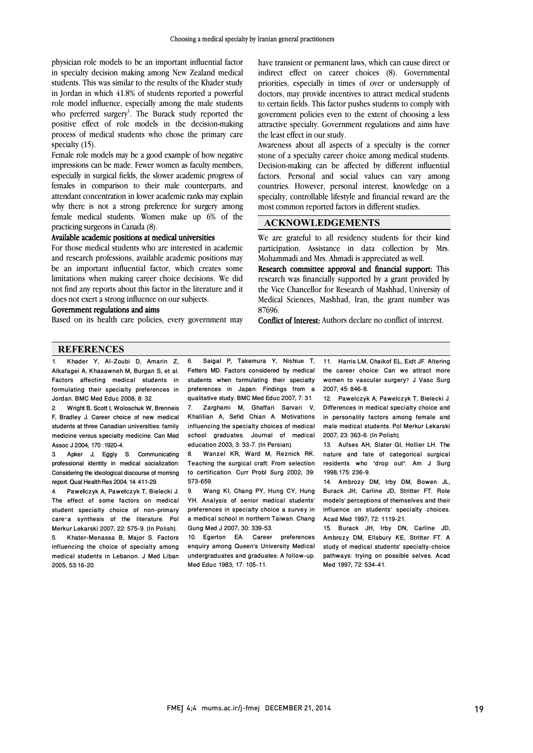physician role models to be an important influential factor in specialty decision making among New Zealand medical students. This was similar to the results of the Khader study in Jordan in which 41.8% of students reported a powerful role model influence, especially among the male students who preferred surgery[1]. The Burack study reported the positive effect of role models in the decision-making process of medical students who chose the primary care specialty (15).

Female role models may be a good example of how negative impressions can be made. Fewer women as faculty members, especially in surgical fields, the slower academic progress of females in comparison to their male counterparts, and attendant concentration in lower academic ranks may explain why there is not a strong preference for surgery among female medical students. Women make up 6% of the practicing surgeons in Canada (8).

### Available academic positions at medical universities

For those medical students who are interested in academic and research professions, available academic positions may be an important influential factor, which creates some limitations when making career choice decisions. We did not find any reports about this factor in the literature and it does not exert a strong influence on our subjects.

### Government regulations and aims

Based on its health care policies, every government may have transient or permanent laws, which can cause direct or indirect effect on career choices (8). Governmental priorities, especially in times of over or undersupply of doctors, may provide incentives to attract medical students to certain fields. This factor pushes students to comply with government policies even to the extent of choosing a less attractive specialty. Government regulations and aims have the least effect in our study.

Awareness about all aspects of a specialty is the corner stone of a specialty career choice among medical students. Decision-making can be affected by different influential factors. Personal and social values can vary among countries. However, personal interest, knowledge on a specialty, controllable lifestyle and financial reward are the most common reported factors in different studies.

## ACKNOWLEDGEMENTS

We are grateful to all residency students for their kind participation. Assistance in data collection by Mrs. Mohammadi and Mrs. Ahmadi is appreciated as well.

**Research committee approval and financial support:** This research was financially supported by a grant provided by the Vice Chancellor for Research of Mashhad, University of Medical Sciences, Mashhad, Iran, the grant number was 87696.

**Conflict of Interest:** Authors declare no conflict of interest.

## REFERENCES

1. Khader Y, Al-Zoubi D, Amarin Z, Alkafagei A, Khasawneh M, Burgan S, et al. Factors affecting medical students in formulating their specialty preferences in Jordan. BMC Med Educ 2008; 8: 32.
2. Wright B, Scott I, Woloschuk W, Brenneis F, Bradley J. Career choice of new medical students at three Canadian universities: family medicine versus specialty medicine. Can Med Assoc J 2004; 170 :1920-4.
3. Apker J, Eggly S. Communicating professional identity in medical socialization: Considering the ideological discourse of morning report. Qual Health Res 2004; 14: 411-29.
4. Pawelczyk A, Pawelczyk T, Bielecki J. The effect of some factors on medical student specialty choice of non-primary care-a synthesis of the literature. Pol Merkur Lekarski 2007; 22: 575-9. [In Polish].
5. Khater-Menassa B, Major S. Factors influencing the choice of specialty among medical students in Lebanon. J Med Liban 2005; 53:16-20.
6. Saigal P, Takemura Y, Nishiue T, Fetters MD. Factors considered by medical students when formulating their specialty preferences in Japan: Findings from a qualitative study. BMC Med Educ 2007; 7: 31.
7. Zarghami M, Ghaffari Sarvari V, Khalilian A, Sefid Chian A. Motivations influencing the specialty choices of medical school graduates. Journal of medical education 2003; 3: 33-7. [In Persian].
8. Wanzel KR, Ward M, Reznick RK. Teaching the surgical craft: From selection to certification. Curr Probl Surg 2002; 39: 573-659.
9. Wang KI, Chang PY, Hung CY, Hung YH. Analysis of senior medical students' preferences in specialty choice a survey in a medical school in northern Taiwan. Chang Gung Med J 2007; 30: 339-53.
10. Egerton EA. Career preferences enquiry among Queen's University Medical undergraduates and graduates: A follow-up. Med Educ 1983; 17: 105-11.
11. Harris LM, Chaikof EL, Eidt JF. Altering the career choice: Can we attract more women to vascular surgery? J Vasc Surg 2007; 45: 846-8.
12. Pawelczyk A, Pawelczyk T, Bielecki J. Differences in medical specialty choice and in personality factors among female and male medical students. Pol Merkur Lekarski 2007; 23: 363-6. [In Polish].
13. Aufses AH, Slater GI, Hollier LH. The nature and fate of categorical surgical residents who "drop out". Am J Surg 1998;175: 236-9.
14. Ambrozy DM, Irby DM, Bowen JL, Burack JH, Carline JD, Stritter FT. Role models' perceptions of themselves and their influence on students' specialty choices. Acad Med 1997; 72: 1119-21.
15. Burack JH, Irby DN, Carline JD, Ambrozy DM, Ellsbury KE, Stritter FT. A study of medical students' specialty-choice pathways: trying on possible selves. Acad Med 1997; 72: 534-41.